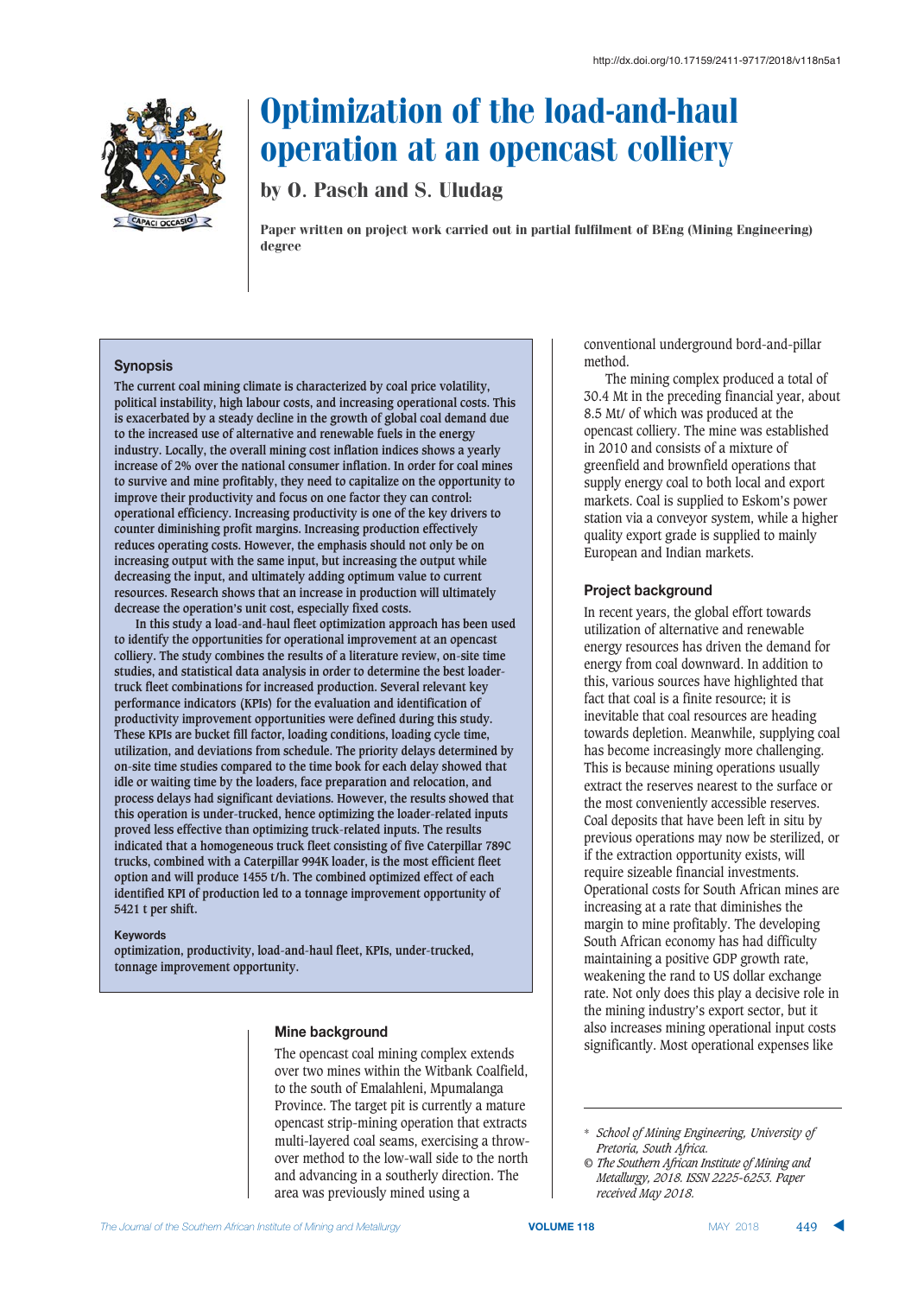http://dx.doi.org/10.17159/2411-9717/2018/v118n5a1

# Optimization of the load-and-haul operation at an opencast colliery

### by O. Pasch and S. Uludag

**Paper written on project work carried out in partial fulfilment of BEng (Mining Engineering) degree**

## Synopsis

The current coal mining climate is characterized by coal price volatility, political instability, high labour costs, and increasing operational costs. This is exacerbated by a steady decline in the growth of global coal demand due to the increased use of alternative and renewable fuels in the energy industry. Locally, the overall mining cost inflation indices shows a yearly increase of 2% over the national consumer inflation. In order for coal mines to survive and mine profitably, they need to capitalize on the opportunity to improve their productivity and focus on one factor they can control: operational efficiency. Increasing productivity is one of the key drivers to counter diminishing profit margins. Increasing production effectively reduces operating costs. However, the emphasis should not only be on increasing output with the same input, but increasing the output while decreasing the input, and ultimately adding optimum value to current resources. Research shows that an increase in production will ultimately decrease the operation's unit cost, especially fixed costs.

In this study a load-and-haul fleet optimization approach has been used to identify the opportunities for operational improvement at an opencast colliery. The study combines the results of a literature review, on-site time studies, and statistical data analysis in order to determine the best loader-truck fleet combinations for increased production. Several relevant key performance indicators (KPIs) for the evaluation and identification of productivity improvement opportunities were defined during this study. These KPIs are bucket fill factor, loading conditions, loading cycle time, utilization, and deviations from schedule. The priority delays determined by on-site time studies compared to the time book for each delay showed that idle or waiting time by the loaders, face preparation and relocation, and process delays had significant deviations. However, the results showed that this operation is under-trucked, hence optimizing the loader-related inputs proved less effective than optimizing truck-related inputs. The results indicated that a homogeneous truck fleet consisting of five Caterpillar 789C trucks, combined with a Caterpillar 994K loader, is the most efficient fleet option and will produce 1455 t/h. The combined optimized effect of each identified KPI of production led to a tonnage improvement opportunity of 5421 t per shift.

**Keywords**

optimization, productivity, load-and-haul fleet, KPIs, under-trucked, tonnage improvement opportunity.

## Mine background

The opencast coal mining complex extends over two mines within the Witbank Coalfield, to the south of Emalahleni, Mpumalanga Province. The target pit is currently a mature opencast strip-mining operation that extracts multi-layered coal seams, exercising a throw-over method to the low-wall side to the north and advancing in a southerly direction. The area was previously mined using a conventional underground bord-and-pillar method.

The mining complex produced a total of 30.4 Mt in the preceding financial year, about 8.5 Mt/ of which was produced at the opencast colliery. The mine was established in 2010 and consists of a mixture of greenfield and brownfield operations that supply energy coal to both local and export markets. Coal is supplied to Eskom's power station via a conveyor system, while a higher quality export grade is supplied to mainly European and Indian markets.

## Project background

In recent years, the global effort towards utilization of alternative and renewable energy resources has driven the demand for energy from coal downward. In addition to this, various sources have highlighted that fact that coal is a finite resource; it is inevitable that coal resources are heading towards depletion. Meanwhile, supplying coal has become increasingly more challenging. This is because mining operations usually extract the reserves nearest to the surface or the most conveniently accessible reserves. Coal deposits that have been left in situ by previous operations may now be sterilized, or if the extraction opportunity exists, will require sizeable financial investments. Operational costs for South African mines are increasing at a rate that diminishes the margin to mine profitably. The developing South African economy has had difficulty maintaining a positive GDP growth rate, weakening the rand to US dollar exchange rate. Not only does this play a decisive role in the mining industry's export sector, but it also increases mining operational input costs significantly. Most operational expenses like

---

\* *School of Mining Engineering, University of Pretoria, South Africa.*

© *The Southern African Institute of Mining and Metallurgy, 2018. ISSN 2225-6253. Paper received May 2018.*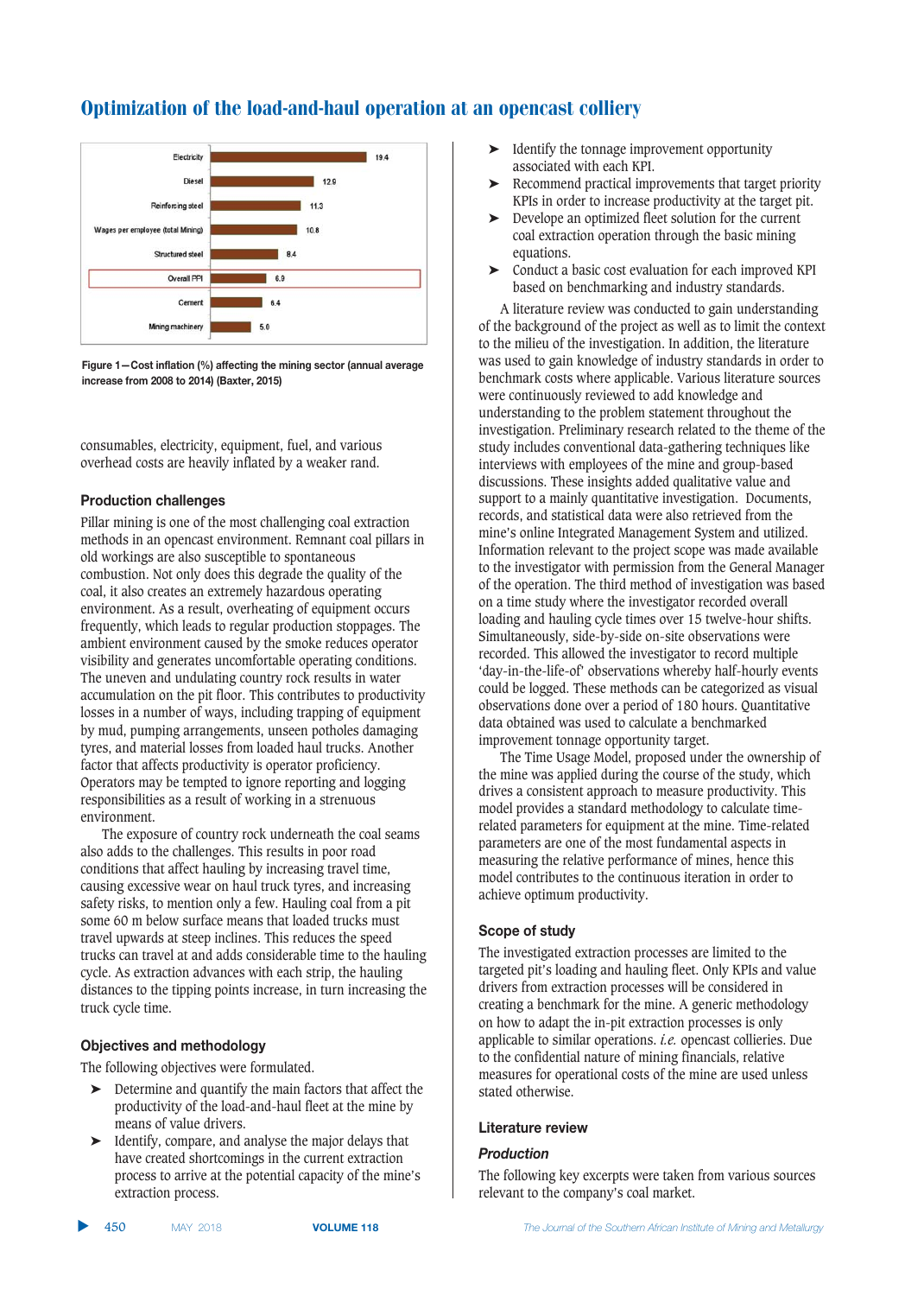Electricity 19.4
Diesel 12.9
Reinforcing steel 11.3
Wages per employee (total Mining) 10.8
Structured steel 8.4
Overall PPI 6.9
Cement 6.4
Mining machinery 5.0

Figure 1—Cost inflation (%) affecting the mining sector (annual average increase from 2008 to 2014) (Baxter, 2015)

consumables, electricity, equipment, fuel, and various overhead costs are heavily inflated by a weaker rand.

## Production challenges

Pillar mining is one of the most challenging coal extraction methods in an opencast environment. Remnant coal pillars in old workings are also susceptible to spontaneous combustion. Not only does this degrade the quality of the coal, it also creates an extremely hazardous operating environment. As a result, overheating of equipment occurs frequently, which leads to regular production stoppages. The ambient environment caused by the smoke reduces operator visibility and generates uncomfortable operating conditions. The uneven and undulating country rock results in water accumulation on the pit floor. This contributes to productivity losses in a number of ways, including trapping of equipment by mud, pumping arrangements, unseen potholes damaging tyres, and material losses from loaded haul trucks. Another factor that affects productivity is operator proficiency. Operators may be tempted to ignore reporting and logging responsibilities as a result of working in a strenuous environment.

The exposure of country rock underneath the coal seams also adds to the challenges. This results in poor road conditions that affect hauling by increasing travel time, causing excessive wear on haul truck tyres, and increasing safety risks, to mention only a few. Hauling coal from a pit some 60 m below surface means that loaded trucks must travel upwards at steep inclines. This reduces the speed trucks can travel at and adds considerable time to the hauling cycle. As extraction advances with each strip, the hauling distances to the tipping points increase, in turn increasing the truck cycle time.

## Objectives and methodology

The following objectives were formulated.

- Determine and quantify the main factors that affect the productivity of the load-and-haul fleet at the mine by means of value drivers.
- Identify, compare, and analyse the major delays that have created shortcomings in the current extraction process to arrive at the potential capacity of the mine's extraction process.
- Identify the tonnage improvement opportunity associated with each KPI.
- Recommend practical improvements that target priority KPIs in order to increase productivity at the target pit.
- Develope an optimized fleet solution for the current coal extraction operation through the basic mining equations.
- Conduct a basic cost evaluation for each improved KPI based on benchmarking and industry standards.

A literature review was conducted to gain understanding of the background of the project as well as to limit the context to the milieu of the investigation. In addition, the literature was used to gain knowledge of industry standards in order to benchmark costs where applicable. Various literature sources were continuously reviewed to add knowledge and understanding to the problem statement throughout the investigation. Preliminary research related to the theme of the study includes conventional data-gathering techniques like interviews with employees of the mine and group-based discussions. These insights added qualitative value and support to a mainly quantitative investigation. Documents, records, and statistical data were also retrieved from the mine's online Integrated Management System and utilized. Information relevant to the project scope was made available to the investigator with permission from the General Manager of the operation. The third method of investigation was based on a time study where the investigator recorded overall loading and hauling cycle times over 15 twelve-hour shifts. Simultaneously, side-by-side on-site observations were recorded. This allowed the investigator to record multiple 'day-in-the-life-of' observations whereby half-hourly events could be logged. These methods can be categorized as visual observations done over a period of 180 hours. Quantitative data obtained was used to calculate a benchmarked improvement tonnage opportunity target.

The Time Usage Model, proposed under the ownership of the mine was applied during the course of the study, which drives a consistent approach to measure productivity. This model provides a standard methodology to calculate time-related parameters for equipment at the mine. Time-related parameters are one of the most fundamental aspects in measuring the relative performance of mines, hence this model contributes to the continuous iteration in order to achieve optimum productivity.

## Scope of study

The investigated extraction processes are limited to the targeted pit's loading and hauling fleet. Only KPIs and value drivers from extraction processes will be considered in creating a benchmark for the mine. A generic methodology on how to adapt the in-pit extraction processes is only applicable to similar operations. *i.e.* opencast collieries. Due to the confidential nature of mining financials, relative measures for operational costs of the mine are used unless stated otherwise.

## Literature review

### *Production*

The following key excerpts were taken from various sources relevant to the company's coal market.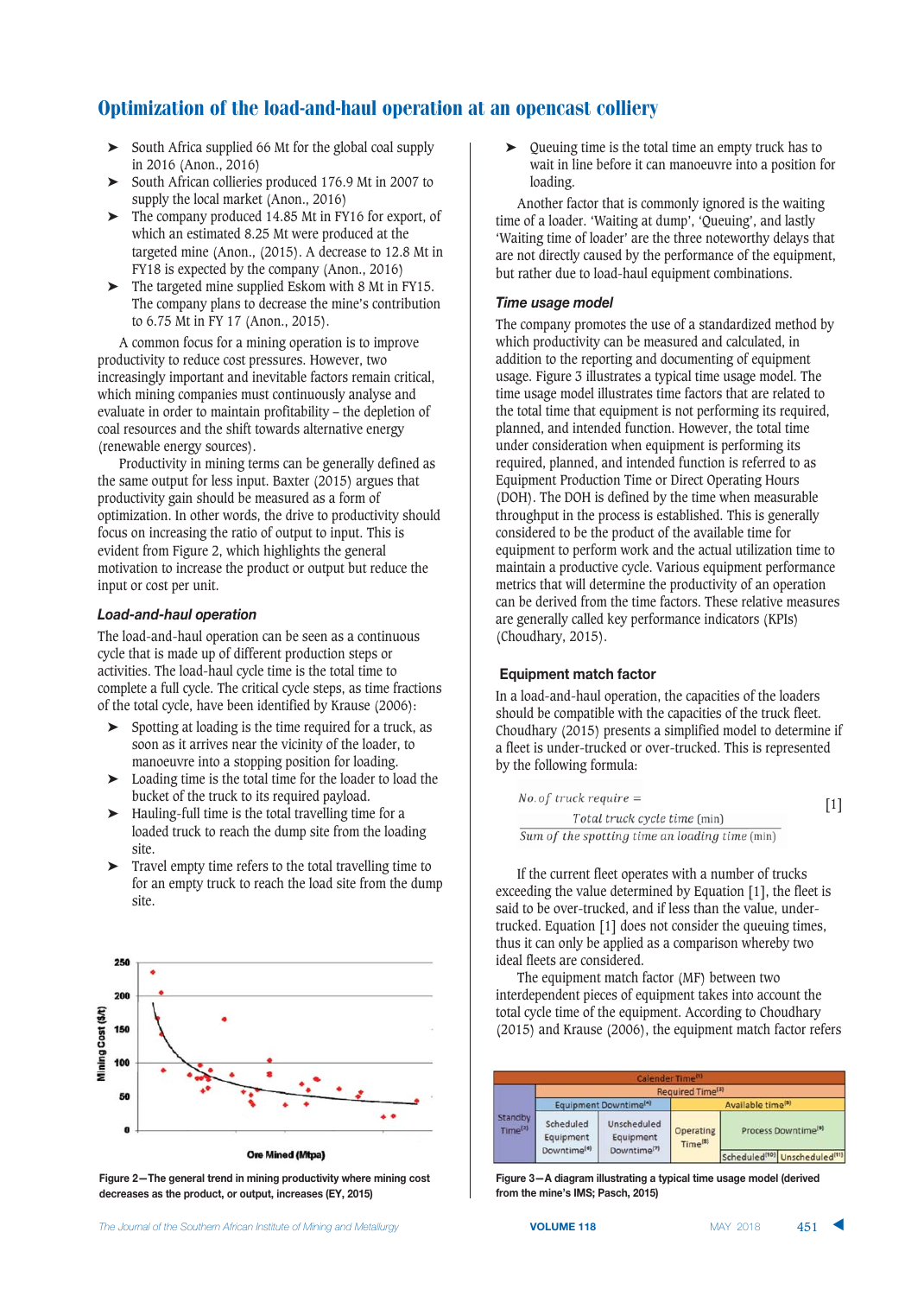- South Africa supplied 66 Mt for the global coal supply in 2016 (Anon., 2016)
- South African collieries produced 176.9 Mt in 2007 to supply the local market (Anon., 2016)
- The company produced 14.85 Mt in FY16 for export, of which an estimated 8.25 Mt were produced at the targeted mine (Anon., (2015). A decrease to 12.8 Mt in FY18 is expected by the company (Anon., 2016)
- The targeted mine supplied Eskom with 8 Mt in FY15. The company plans to decrease the mine's contribution to 6.75 Mt in FY 17 (Anon., 2015).

A common focus for a mining operation is to improve productivity to reduce cost pressures. However, two increasingly important and inevitable factors remain critical, which mining companies must continuously analyse and evaluate in order to maintain profitability – the depletion of coal resources and the shift towards alternative energy (renewable energy sources).

Productivity in mining terms can be generally defined as the same output for less input. Baxter (2015) argues that productivity gain should be measured as a form of optimization. In other words, the drive to productivity should focus on increasing the ratio of output to input. This is evident from Figure 2, which highlights the general motivation to increase the product or output but reduce the input or cost per unit.

### Load-and-haul operation

The load-and-haul operation can be seen as a continuous cycle that is made up of different production steps or activities. The load-haul cycle time is the total time to complete a full cycle. The critical cycle steps, as time fractions of the total cycle, have been identified by Krause (2006):

- Spotting at loading is the time required for a truck, as soon as it arrives near the vicinity of the loader, to manoeuvre into a stopping position for loading.
- Loading time is the total time for the loader to load the bucket of the truck to its required payload.
- Hauling-full time is the total travelling time for a loaded truck to reach the dump site from the loading site.
- Travel empty time refers to the total travelling time to for an empty truck to reach the load site from the dump site.

250
200
150
100
50
0
Mining Cost ($/t)
Ore Mined (Mtpa)

Figure 2—The general trend in mining productivity where mining cost decreases as the product, or output, increases (EY, 2015)

- Queuing time is the total time an empty truck has to wait in line before it can manoeuvre into a position for loading.

Another factor that is commonly ignored is the waiting time of a loader. 'Waiting at dump', 'Queuing', and lastly 'Waiting time of loader' are the three noteworthy delays that are not directly caused by the performance of the equipment, but rather due to load-haul equipment combinations.

### Time usage model

The company promotes the use of a standardized method by which productivity can be measured and calculated, in addition to the reporting and documenting of equipment usage. Figure 3 illustrates a typical time usage model. The time usage model illustrates time factors that are related to the total time that equipment is not performing its required, planned, and intended function. However, the total time under consideration when equipment is performing its required, planned, and intended function is referred to as Equipment Production Time or Direct Operating Hours (DOH). The DOH is defined by the time when measurable throughput in the process is established. This is generally considered to be the product of the available time for equipment to perform work and the actual utilization time to maintain a productive cycle. Various equipment performance metrics that will determine the productivity of an operation can be derived from the time factors. These relative measures are generally called key performance indicators (KPIs) (Choudhary, 2015).

### Equipment match factor

In a load-and-haul operation, the capacities of the loaders should be compatible with the capacities of the truck fleet. Choudhary (2015) presents a simplified model to determine if a fleet is under-trucked or over-trucked. This is represented by the following formula:

$$No.\,of\ truck\ require = \frac{Total\ truck\ cycle\ time\ (\text{min})}{Sum\ of\ the\ spotting\ time\ an\ loading\ time\ (\text{min})} \quad [1]$$

If the current fleet operates with a number of trucks exceeding the value determined by Equation [1], the fleet is said to be over-trucked, and if less than the value, under-trucked. Equation [1] does not consider the queuing times, thus it can only be applied as a comparison whereby two ideal fleets are considered.

The equipment match factor (MF) between two interdependent pieces of equipment takes into account the total cycle time of the equipment. According to Choudhary (2015) and Krause (2006), the equipment match factor refers

Calender Time[1]
Required Time[2]
Standby Time[3]
Equipment Downtime[4]
Available time[5]
Scheduled Equipment Downtime[6]
Unscheduled Equipment Downtime[7]
Operating Time[8]
Process Downtime[9]
Scheduled[10]
Unscheduled[11]

Figure 3—A diagram illustrating a typical time usage model (derived from the mine's IMS; Pasch, 2015)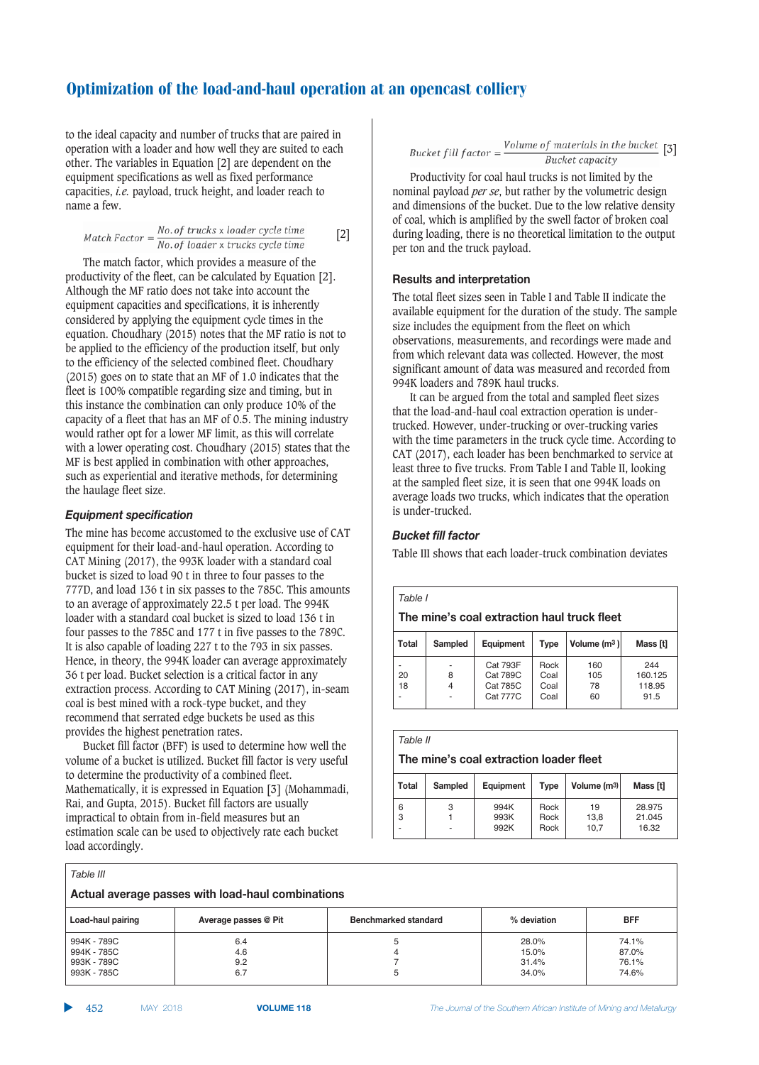to the ideal capacity and number of trucks that are paired in operation with a loader and how well they are suited to each other. The variables in Equation [2] are dependent on the equipment specifications as well as fixed performance capacities, *i.e.* payload, truck height, and loader reach to name a few.

$$Match\ Factor = \frac{No.\ of\ trucks \times loader\ cycle\ time}{No.\ of\ loader \times trucks\ cycle\ time} \quad [2]$$

The match factor, which provides a measure of the productivity of the fleet, can be calculated by Equation [2]. Although the MF ratio does not take into account the equipment capacities and specifications, it is inherently considered by applying the equipment cycle times in the equation. Choudhary (2015) notes that the MF ratio is not to be applied to the efficiency of the production itself, but only to the efficiency of the selected combined fleet. Choudhary (2015) goes on to state that an MF of 1.0 indicates that the fleet is 100% compatible regarding size and timing, but in this instance the combination can only produce 10% of the capacity of a fleet that has an MF of 0.5. The mining industry would rather opt for a lower MF limit, as this will correlate with a lower operating cost. Choudhary (2015) states that the MF is best applied in combination with other approaches, such as experiential and iterative methods, for determining the haulage fleet size.

### *Equipment specification*

The mine has become accustomed to the exclusive use of CAT equipment for their load-and-haul operation. According to CAT Mining (2017), the 993K loader with a standard coal bucket is sized to load 90 t in three to four passes to the 777D, and load 136 t in six passes to the 785C. This amounts to an average of approximately 22.5 t per load. The 994K loader with a standard coal bucket is sized to load 136 t in four passes to the 785C and 177 t in five passes to the 789C. It is also capable of loading 227 t to the 793 in six passes. Hence, in theory, the 994K loader can average approximately 36 t per load. Bucket selection is a critical factor in any extraction process. According to CAT Mining (2017), in-seam coal is best mined with a rock-type bucket, and they recommend that serrated edge buckets be used as this provides the highest penetration rates.

Bucket fill factor (BFF) is used to determine how well the volume of a bucket is utilized. Bucket fill factor is very useful to determine the productivity of a combined fleet. Mathematically, it is expressed in Equation [3] (Mohammadi, Rai, and Gupta, 2015). Bucket fill factors are usually impractical to obtain from in-field measures but an estimation scale can be used to objectively rate each bucket load accordingly.

$$Bucket\ fill\ factor = \frac{Volume\ of\ materials\ in\ the\ bucket}{Bucket\ capacity} \quad [3]$$

Productivity for coal haul trucks is not limited by the nominal payload *per se*, but rather by the volumetric design and dimensions of the bucket. Due to the low relative density of coal, which is amplified by the swell factor of broken coal during loading, there is no theoretical limitation to the output per ton and the truck payload.

## Results and interpretation

The total fleet sizes seen in Table I and Table II indicate the available equipment for the duration of the study. The sample size includes the equipment from the fleet on which observations, measurements, and recordings were made and from which relevant data was collected. However, the most significant amount of data was measured and recorded from 994K loaders and 789K haul trucks.

It can be argued from the total and sampled fleet sizes that the load-and-haul coal extraction operation is under-trucked. However, under-trucking or over-trucking varies with the time parameters in the truck cycle time. According to CAT (2017), each loader has been benchmarked to service at least three to five trucks. From Table I and Table II, looking at the sampled fleet size, it is seen that one 994K loads on average loads two trucks, which indicates that the operation is under-trucked.

### *Bucket fill factor*

Table III shows that each loader-truck combination deviates

*Table I*

**The mine's coal extraction haul truck fleet**

| Total | Sampled | Equipment | Type | Volume ($m^3$) | Mass [t] |
|---|---|---|---|---|---|
| - | - | Cat 793F | Rock | 160 | 244 |
| 20 | 8 | Cat 789C | Coal | 105 | 160.125 |
| 18 | 4 | Cat 785C | Coal | 78 | 118.95 |
| - | - | Cat 777C | Coal | 60 | 91.5 |

*Table II*

**The mine's coal extraction loader fleet**

| Total | Sampled | Equipment | Type | Volume ($m^3$) | Mass [t] |
|---|---|---|---|---|---|
| 6 | 3 | 994K | Rock | 19 | 28.975 |
| 3 | 1 | 993K | Rock | 13,8 | 21.045 |
| - | - | 992K | Rock | 10,7 | 16.32 |

*Table III*

**Actual average passes with load-haul combinations**

| Load-haul pairing | Average passes @ Pit | Benchmarked standard | % deviation | BFF |
|---|---|---|---|---|
| 994K - 789C | 6.4 | 5 | 28.0% | 74.1% |
| 994K - 785C | 4.6 | 4 | 15.0% | 87.0% |
| 993K - 789C | 9.2 | 7 | 31.4% | 76.1% |
| 993K - 785C | 6.7 | 5 | 34.0% | 74.6% |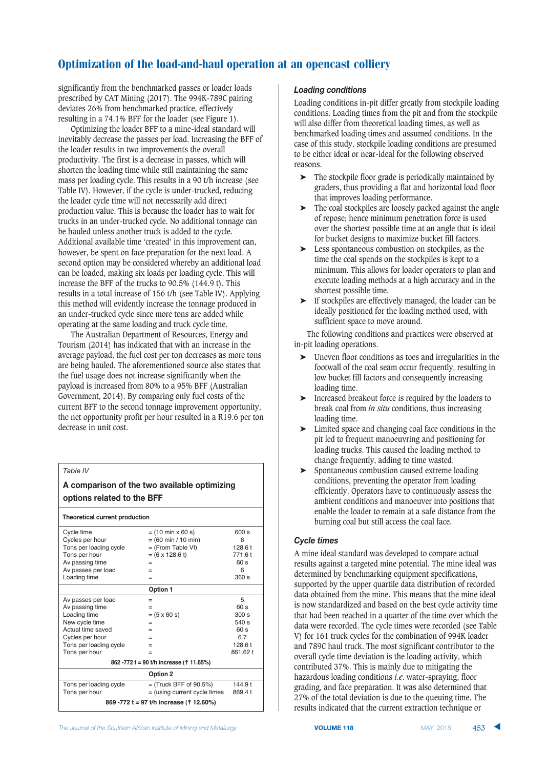significantly from the benchmarked passes or loader loads prescribed by CAT Mining (2017). The 994K-789C pairing deviates 26% from benchmarked practice, effectively resulting in a 74.1% BFF for the loader (see Figure 1).

Optimizing the loader BFF to a mine-ideal standard will inevitably decrease the passes per load. Increasing the BFF of the loader results in two improvements the overall productivity. The first is a decrease in passes, which will shorten the loading time while still maintaining the same mass per loading cycle. This results in a 90 t/h increase (see Table IV). However, if the cycle is under-trucked, reducing the loader cycle time will not necessarily add direct production value. This is because the loader has to wait for trucks in an under-trucked cycle. No additional tonnage can be hauled unless another truck is added to the cycle. Additional available time 'created' in this improvement can, however, be spent on face preparation for the next load. A second option may be considered whereby an additional load can be loaded, making six loads per loading cycle. This will increase the BFF of the trucks to 90.5% (144.9 t). This results in a total increase of 156 t/h (see Table IV). Applying this method will evidently increase the tonnage produced in an under-trucked cycle since more tons are added while operating at the same loading and truck cycle time.

The Australian Department of Resources, Energy and Tourism (2014) has indicated that with an increase in the average payload, the fuel cost per ton decreases as more tons are being hauled. The aforementioned source also states that the fuel usage does not increase significantly when the payload is increased from 80% to a 95% BFF (Australian Government, 2014). By comparing only fuel costs of the current BFF to the second tonnage improvement opportunity, the net opportunity profit per hour resulted in a R19.6 per ton decrease in unit cost.

*Table IV*

**A comparison of the two available optimizing options related to the BFF**

| | | |
|---|---|---|
| **Theoretical current production** | | |
| Cycle time | = (10 min x 60 s) | 600 s |
| Cycles per hour | = (60 min / 10 min) | 6 |
| Tons per loading cycle | = (From Table VI) | 128.6 t |
| Tons per hour | = (6 x 128.6 t) | 771.6 t |
| Av passing time | = | 60 s |
| Av passes per load | = | 6 |
| Loading time | = | 360 s |
| **Option 1** | | |
| Av passes per load | = | 5 |
| Av passing time | = | 60 s |
| Loading time | = (5 x 60 s) | 300 s |
| New cycle time | = | 540 s |
| Actual time saved | = | 60 s |
| Cycles per hour | = | 6.7 |
| Tons per loading cycle | = | 128.6 t |
| Tons per hour | = | 861.62 t |
| **862 -772 t = 90 t/h increase (↑ 11.65%)** | | |
| **Option 2** | | |
| Tons per loading cycle | = (Truck BFF of 90.5%) | 144.9 t |
| Tons per hour | = (using current cycle times | 869.4 t |
| **869 -772 t = 97 t/h increase (↑ 12.60%)** | | |

### Loading conditions

Loading conditions in-pit differ greatly from stockpile loading conditions. Loading times from the pit and from the stockpile will also differ from theoretical loading times, as well as benchmarked loading times and assumed conditions. In the case of this study, stockpile loading conditions are presumed to be either ideal or near-ideal for the following observed reasons.

- The stockpile floor grade is periodically maintained by graders, thus providing a flat and horizontal load floor that improves loading performance.
- The coal stockpiles are loosely packed against the angle of repose; hence minimum penetration force is used over the shortest possible time at an angle that is ideal for bucket designs to maximize bucket fill factors.
- Less spontaneous combustion on stockpiles, as the time the coal spends on the stockpiles is kept to a minimum. This allows for loader operators to plan and execute loading methods at a high accuracy and in the shortest possible time.
- If stockpiles are effectively managed, the loader can be ideally positioned for the loading method used, with sufficient space to move around.

The following conditions and practices were observed at in-pit loading operations.

- Uneven floor conditions as toes and irregularities in the footwall of the coal seam occur frequently, resulting in low bucket fill factors and consequently increasing loading time.
- Increased breakout force is required by the loaders to break coal from *in situ* conditions, thus increasing loading time.
- Limited space and changing coal face conditions in the pit led to frequent manoeuvring and positioning for loading trucks. This caused the loading method to change frequently, adding to time wasted.
- Spontaneous combustion caused extreme loading conditions, preventing the operator from loading efficiently. Operators have to continuously assess the ambient conditions and manoeuver into positions that enable the loader to remain at a safe distance from the burning coal but still access the coal face.

### Cycle times

A mine ideal standard was developed to compare actual results against a targeted mine potential. The mine ideal was determined by benchmarking equipment specifications, supported by the upper quartile data distribution of recorded data obtained from the mine. This means that the mine ideal is now standardized and based on the best cycle activity time that had been reached in a quarter of the time over which the data were recorded. The cycle times were recorded (see Table V) for 161 truck cycles for the combination of 994K loader and 789C haul truck. The most significant contributor to the overall cycle time deviation is the loading activity, which contributed 37%. This is mainly due to mitigating the hazardous loading conditions *i.e.* water-spraying, floor grading, and face preparation. It was also determined that 27% of the total deviation is due to the queuing time. The results indicated that the current extraction technique or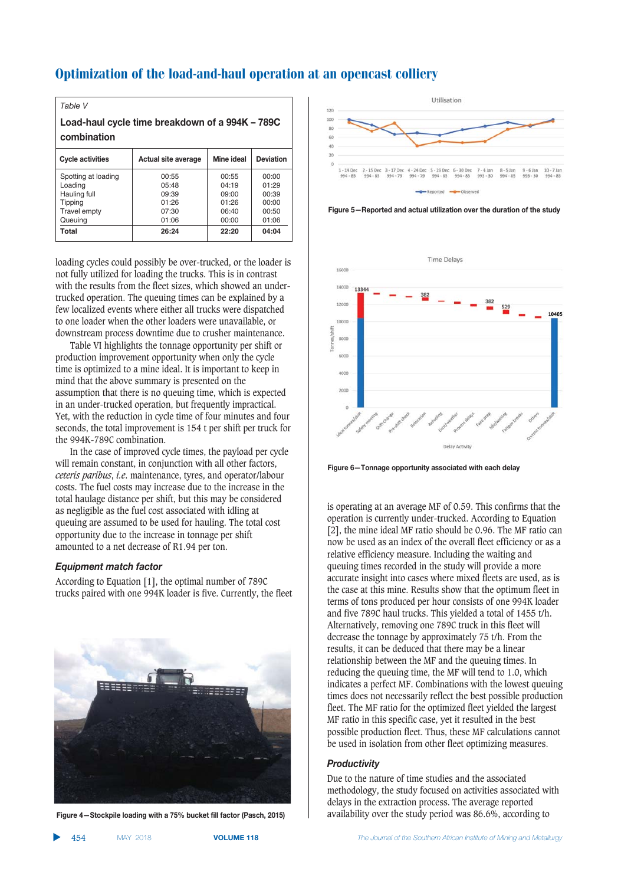Table V

**Load-haul cycle time breakdown of a 994K – 789C combination**

| Cycle activities | Actual site average | Mine ideal | Deviation |
|---|---|---|---|
| Spotting at loading | 00:55 | 00:55 | 00:00 |
| Loading | 05:48 | 04:19 | 01:29 |
| Hauling full | 09:39 | 09:00 | 00:39 |
| Tipping | 01:26 | 01:26 | 00:00 |
| Travel empty | 07:30 | 06:40 | 00:50 |
| Queuing | 01:06 | 00:00 | 01:06 |
| **Total** | **26:24** | **22:20** | **04:04** |

loading cycles could possibly be over-trucked, or the loader is not fully utilized for loading the trucks. This is in contrast with the results from the fleet sizes, which showed an under-trucked operation. The queuing times can be explained by a few localized events where either all trucks were dispatched to one loader when the other loaders were unavailable, or downstream process downtime due to crusher maintenance.

Table VI highlights the tonnage opportunity per shift or production improvement opportunity when only the cycle time is optimized to a mine ideal. It is important to keep in mind that the above summary is presented on the assumption that there is no queuing time, which is expected in an under-trucked operation, but frequently impractical. Yet, with the reduction in cycle time of four minutes and four seconds, the total improvement is 154 t per shift per truck for the 994K-789C combination.

In the case of improved cycle times, the payload per cycle will remain constant, in conjunction with all other factors, *ceteris paribus*, *i.e.* maintenance, tyres, and operator/labour costs. The fuel costs may increase due to the increase in the total haulage distance per shift, but this may be considered as negligible as the fuel cost associated with idling at queuing are assumed to be used for hauling. The total cost opportunity due to the increase in tonnage per shift amounted to a net decrease of R1.94 per ton.

### *Equipment match factor*

According to Equation [1], the optimal number of 789C trucks paired with one 994K loader is five. Currently, the fleet

Figure 4—Stockpile loading with a 75% bucket fill factor (Pasch, 2015)

Utilisation

120
100
80
60
40
20
0

1 - 14 Dec 994 - 85
2 - 15 Dec 994 - 85
3 - 17 Dec 994 - 79
4 - 24 Dec 994 - 79
5 - 29 Dec 994 - 85
6 - 30 Dec 994 - 83
7 - 4 Jan 993 - 30
8 - 5 Jan 994 - 85
9 - 6 Jan 993 - 30
10 - 7 Jan 994 - 85

Reported
Observed

Figure 5—Reported and actual utilization over the duration of the study

Time Delays

16000
14000
12000
10000
8000
6000
4000
2000
0

Tonnes/shift

13344
382
382
529
10405

Ideal tonnes/shift
Safety meeting
Shift change
Pre-shift check
Relocation
Refueling
Dust/weather
Process delays
Face prep
Idle/waiting
Fatigue breaks
Others
Current tonnes/shift

Delay Activity

Figure 6—Tonnage opportunity associated with each delay

is operating at an average MF of 0.59. This confirms that the operation is currently under-trucked. According to Equation [2], the mine ideal MF ratio should be 0.96. The MF ratio can now be used as an index of the overall fleet efficiency or as a relative efficiency measure. Including the waiting and queuing times recorded in the study will provide a more accurate insight into cases where mixed fleets are used, as is the case at this mine. Results show that the optimum fleet in terms of tons produced per hour consists of one 994K loader and five 789C haul trucks. This yielded a total of 1455 t/h. Alternatively, removing one 789C truck in this fleet will decrease the tonnage by approximately 75 t/h. From the results, it can be deduced that there may be a linear relationship between the MF and the queuing times. In reducing the queuing time, the MF will tend to 1.0, which indicates a perfect MF. Combinations with the lowest queuing times does not necessarily reflect the best possible production fleet. The MF ratio for the optimized fleet yielded the largest MF ratio in this specific case, yet it resulted in the best possible production fleet. Thus, these MF calculations cannot be used in isolation from other fleet optimizing measures.

### *Productivity*

Due to the nature of time studies and the associated methodology, the study focused on activities associated with delays in the extraction process. The average reported availability over the study period was 86.6%, according to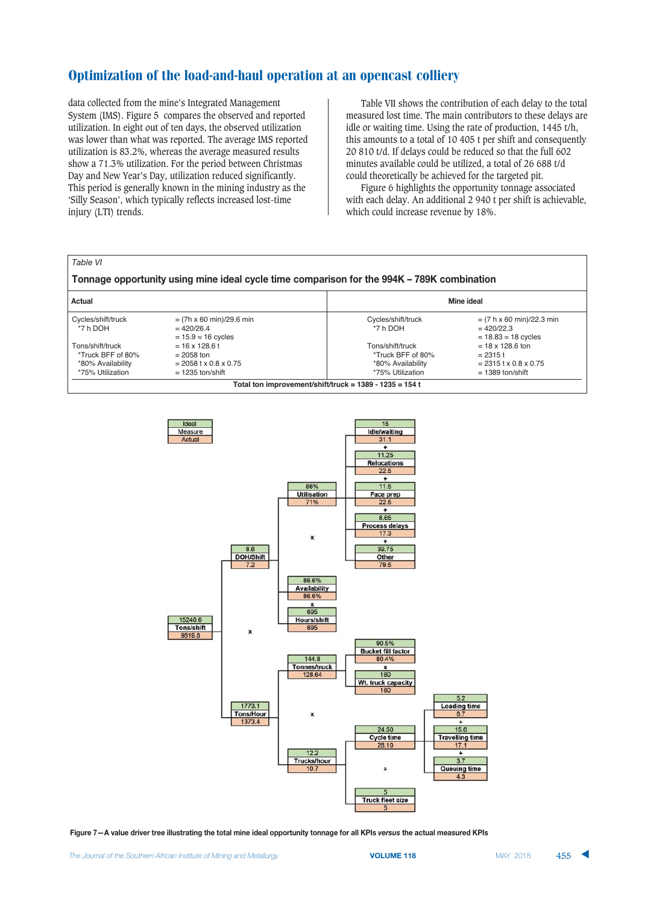data collected from the mine's Integrated Management System (IMS). Figure 5 compares the observed and reported utilization. In eight out of ten days, the observed utilization was lower than what was reported. The average IMS reported utilization is 83.2%, whereas the average measured results show a 71.3% utilization. For the period between Christmas Day and New Year's Day, utilization reduced significantly. This period is generally known in the mining industry as the 'Silly Season', which typically reflects increased lost-time injury (LTI) trends.

Table VII shows the contribution of each delay to the total measured lost time. The main contributors to these delays are idle or waiting time. Using the rate of production, 1445 t/h, this amounts to a total of 10 405 t per shift and consequently 20 810 t/d. If delays could be reduced so that the full 602 minutes available could be utilized, a total of 26 688 t/d could theoretically be achieved for the targeted pit.

Figure 6 highlights the opportunity tonnage associated with each delay. An additional 2 940 t per shift is achievable, which could increase revenue by 18%.

*Table VI*

**Tonnage opportunity using mine ideal cycle time comparison for the 994K – 789K combination**

| **Actual** | | **Mine ideal** | |
|---|---|---|---|
| Cycles/shift/truck | = (7h x 60 min)/29.6 min | Cycles/shift/truck | = (7 h x 60 min)/22.3 min |
| *7 h DOH | = 420/26.4 | *7 h DOH | = 420/22.3 |
| | = 15.9 ≈ 16 cycles | | = 18.83 ≈ 18 cycles |
| Tons/shift/truck | = 16 x 128.6 t | Tons/shift/truck | = 18 x 128.6 ton |
| *Truck BFF of 80% | = 2058 ton | *Truck BFF of 80% | = 2315 t |
| *80% Availability | = 2058 t x 0.8 x 0.75 | *80% Availability | = 2315 t x 0.8 x 0.75 |
| *75% Utilization | = 1235 ton/shift | *75% Utilization | = 1389 ton/shift |
| **Total ton improvement/shift/truck = 1389 - 1235 = 154 t** | | | |

Ideal
Measure
Actual

15240.6 Tons/shift 9819.8
x
8.6 DOH/Shift 7.2
x
86% Utilisation 71%
15 Idle/waiting 31.1
+
11.25 Relocations 22.5
+
11.5 Face prep 22.5
+
8.65 Process delays 17.3
+
39.75 Other 79.5
86.6% Availability 86.6%
x
695 Hours/shift 695
1773.1 Tons/Hour 1373.4
x
144.8 Tonnes/truck 128.64
90.5% Bucket fill factor 80.4%
x
160 Wt. truck capacity 160
12.2 Trucks/hour 10.7
24.50 Cycle time 28.10
5.2 Loading time 6.7
+
15.6 Travelling time 17.1
+
3.7 Queuing time 4.3
÷
5 Truck fleet size 5

**Figure 7—A value driver tree illustrating the total mine ideal opportunity tonnage for all KPIs *versus* the actual measured KPIs**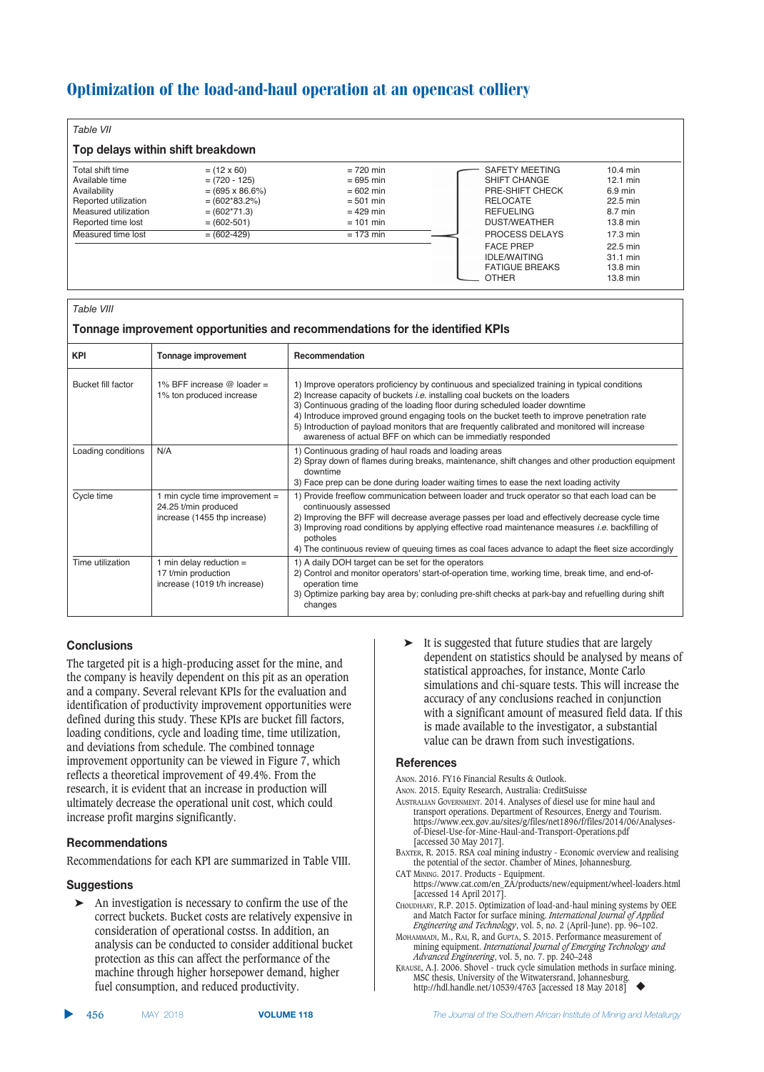*Table VII*

**Top delays within shift breakdown**

| | | | | |
|---|---|---|---|---|
| Total shift time | = (12 x 60) | = 720 min | SAFETY MEETING | 10.4 min |
| Available time | = (720 - 125) | = 695 min | SHIFT CHANGE | 12.1 min |
| Availability | = (695 x 86.6%) | = 602 min | PRE-SHIFT CHECK | 6.9 min |
| Reported utilization | = (602*83.2%) | = 501 min | RELOCATE | 22.5 min |
| Measured utilization | = (602*71.3) | = 429 min | REFUELING | 8.7 min |
| Reported time lost | = (602-501) | = 101 min | DUST/WEATHER | 13.8 min |
| Measured time lost | = (602-429) | = 173 min | PROCESS DELAYS | 17.3 min |
| | | | FACE PREP | 22.5 min |
| | | | IDLE/WAITING | 31.1 min |
| | | | FATIGUE BREAKS | 13.8 min |
| | | | OTHER | 13.8 min |

*Table VIII*

**Tonnage improvement opportunities and recommendations for the identified KPIs**

| KPI | Tonnage improvement | Recommendation |
|---|---|---|
| Bucket fill factor | 1% BFF increase @ loader = 1% ton produced increase | 1) Improve operators proficiency by continuous and specialized training in typical conditions<br>2) Increase capacity of buckets *i.e.* installing coal buckets on the loaders<br>3) Continuous grading of the loading floor during scheduled loader downtime<br>4) Introduce improved ground engaging tools on the bucket teeth to improve penetration rate<br>5) Introduction of payload monitors that are frequently calibrated and monitored will increase awareness of actual BFF on which can be immediatly responded |
| Loading conditions | N/A | 1) Continuous grading of haul roads and loading areas<br>2) Spray down of flames during breaks, maintenance, shift changes and other production equipment downtime<br>3) Face prep can be done during loader waiting times to ease the next loading activity |
| Cycle time | 1 min cycle time improvement = 24.25 t/min produced increase (1455 thp increase) | 1) Provide freeflow communication between loader and truck operator so that each load can be continuously assessed<br>2) Improving the BFF will decrease average passes per load and effectively decrease cycle time<br>3) Improving road conditions by applying effective road maintenance measures *i.e.* backfilling of potholes<br>4) The continuous review of queuing times as coal faces advance to adapt the fleet size accordingly |
| Time utilization | 1 min delay reduction = 17 t/min production increase (1019 t/h increase) | 1) A daily DOH target can be set for the operators<br>2) Control and monitor operators' start-of-operation time, working time, break time, and end-of-operation time<br>3) Optimize parking bay area by; conluding pre-shift checks at park-bay and refuelling during shift changes |

## Conclusions

The targeted pit is a high-producing asset for the mine, and the company is heavily dependent on this pit as an operation and a company. Several relevant KPIs for the evaluation and identification of productivity improvement opportunities were defined during this study. These KPIs are bucket fill factors, loading conditions, cycle and loading time, time utilization, and deviations from schedule. The combined tonnage improvement opportunity can be viewed in Figure 7, which reflects a theoretical improvement of 49.4%. From the research, it is evident that an increase in production will ultimately decrease the operational unit cost, which could increase profit margins significantly.

## Recommendations

Recommendations for each KPI are summarized in Table VIII.

## Suggestions

- An investigation is necessary to confirm the use of the correct buckets. Bucket costs are relatively expensive in consideration of operational costss. In addition, an analysis can be conducted to consider additional bucket protection as this can affect the performance of the machine through higher horsepower demand, higher fuel consumption, and reduced productivity.
- It is suggested that future studies that are largely dependent on statistics should be analysed by means of statistical approaches, for instance, Monte Carlo simulations and chi-square tests. This will increase the accuracy of any conclusions reached in conjunction with a significant amount of measured field data. If this is made available to the investigator, a substantial value can be drawn from such investigations.

## References

Anon. 2016. FY16 Financial Results & Outlook.

Anon. 2015. Equity Research, Australia: CreditSuisse

Australian Government. 2014. Analyses of diesel use for mine haul and transport operations. Department of Resources, Energy and Tourism. https://www.eex.gov.au/sites/g/files/net1896/f/files/2014/06/Analyses-of-Diesel-Use-for-Mine-Haul-and-Transport-Operations.pdf [accessed 30 May 2017].

Baxter, R. 2015. RSA coal mining industry - Economic overview and realising the potential of the sector. Chamber of Mines, Johannesburg.

CAT Mining. 2017. Products - Equipment. https://www.cat.com/en_ZA/products/new/equipment/wheel-loaders.html [accessed 14 April 2017].

Choudhary, R.P. 2015. Optimization of load-and-haul mining systems by OEE and Match Factor for surface mining. *International Journal of Applied Engineering and Technology*, vol. 5, no. 2 (April-June). pp. 96–102.

Mohammadi, M., Rai, R, and Gupta, S. 2015. Performance measurement of mining equipment. *International Journal of Emerging Technology and Advanced Engineering*, vol. 5, no. 7. pp. 240–248

Krause, A.J. 2006. Shovel - truck cycle simulation methods in surface mining. MSC thesis, University of the Witwatersrand, Johannesburg. http://hdl.handle.net/10539/4763 [accessed 18 May 2018]